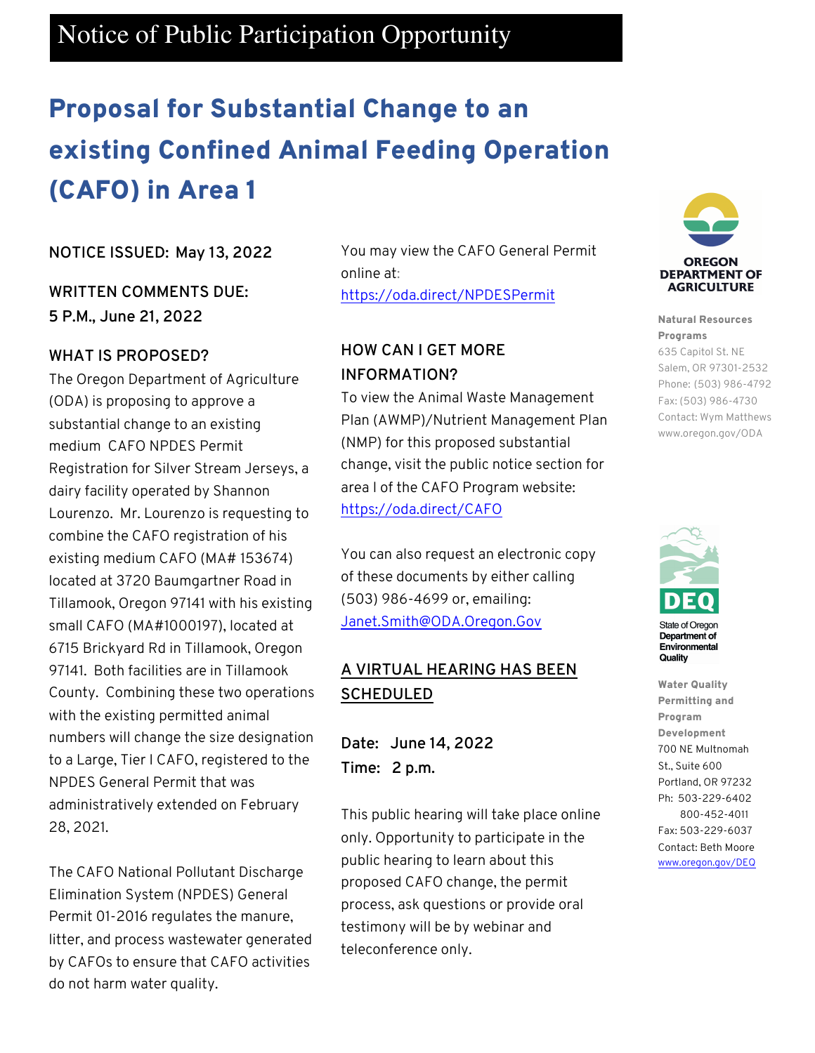# Notice of Public Participation Opportunity

## Proposal for Substantial Change to an existing Confined Animal Feeding Operation (CAFO) in Area 1

**NOTICE ISSUED: May 13, 2022**

**WRITTEN COMMENTS DUE: 5 P.M., June 21, 2022**

### WHAT IS PROPOSED?

The Oregon Department of Agriculture (ODA) is proposing to approve a substantial change to an existing medium CAFO NPDES Permit Registration for Silver Stream Jerseys, a dairy facility operated by Shannon Lourenzo. Mr. Lourenzo is requesting to combine the CAFO registration of his existing medium CAFO (MA# 153674) located at 3720 Baumgartner Road in Tillamook, Oregon 97141 with his existing small CAFO (MA#1000197), located at 6715 Brickyard Rd in Tillamook, Oregon 97141. Both facilities are in Tillamook County. Combining these two operations with the existing permitted animal numbers will change the size designation to a Large, Tier I CAFO, registered to the NPDES General Permit that was administratively extended on February 28, 2021.

The CAFO National Pollutant Discharge Elimination System (NPDES) General Permit 01-2016 regulates the manure, litter, and process wastewater generated by CAFOs to ensure that CAFO activities do not harm water quality.

You may view the CAFO General Permit online at: https://oda.direct/NPDESPermit

### HOW CAN I GET MORE INFORMATION?

To view the Animal Waste Management Plan (AWMP)/Nutrient Management Plan (NMP) for this proposed substantial change, visit the public notice section for area I of the CAFO Program website: https://oda.direct/CAFO

You can also request an electronic copy of these documents by either calling (503) 986-4699 or, emailing: Janet.Smith@ODA.Oregon.Gov

### A VIRTUAL HEARING HAS BEEN SCHEDULED

**Date: June 14, 2022**
**Time: 2 p.m.**

This public hearing will take place online only. Opportunity to participate in the public hearing to learn about this proposed CAFO change, the permit process, ask questions or provide oral testimony will be by webinar and teleconference only.

---

**OREGON DEPARTMENT OF AGRICULTURE**

**Natural Resources Programs**
635 Capitol St. NE
Salem, OR 97301-2532
Phone: (503) 986-4792
Fax: (503) 986-4730
Contact: Wym Matthews
www.oregon.gov/ODA

**DEQ**
State of Oregon Department of Environmental Quality

**Water Quality Permitting and Program Development**
700 NE Multnomah St., Suite 600
Portland, OR 97232
Ph: 503-229-6402
800-452-4011
Fax: 503-229-6037
Contact: Beth Moore
www.oregon.gov/DEQ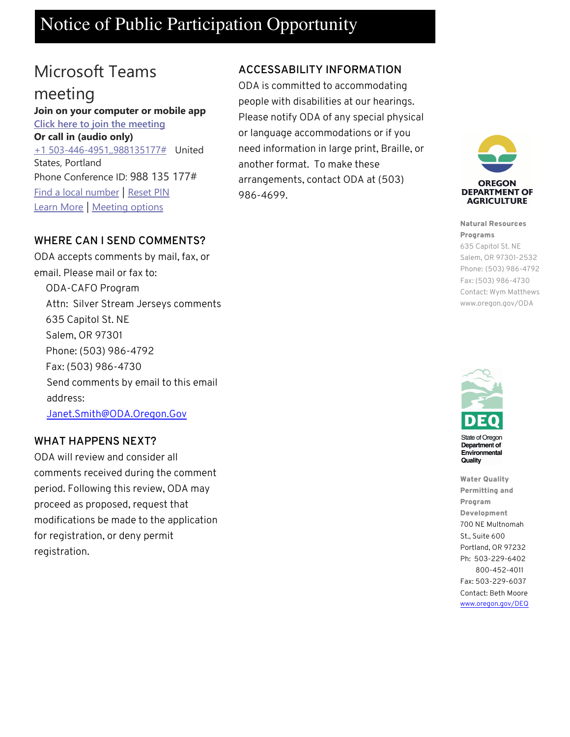# Notice of Public Participation Opportunity

## Microsoft Teams meeting

**Join on your computer or mobile app**

Click here to join the meeting

**Or call in (audio only)**

+1 503-446-4951,,988135177# United States, Portland

Phone Conference ID: 988 135 177#

Find a local number | Reset PIN

Learn More | Meeting options

### WHERE CAN I SEND COMMENTS?

ODA accepts comments by mail, fax, or email. Please mail or fax to:

ODA-CAFO Program
Attn: Silver Stream Jerseys comments
635 Capitol St. NE
Salem, OR 97301
Phone: (503) 986-4792
Fax: (503) 986-4730

Send comments by email to this email address:

Janet.Smith@ODA.Oregon.Gov

### WHAT HAPPENS NEXT?

ODA will review and consider all comments received during the comment period. Following this review, ODA may proceed as proposed, request that modifications be made to the application for registration, or deny permit registration.

### ACCESSABILITY INFORMATION

ODA is committed to accommodating people with disabilities at our hearings. Please notify ODA of any special physical or language accommodations or if you need information in large print, Braille, or another format. To make these arrangements, contact ODA at (503) 986-4699.

OREGON DEPARTMENT OF AGRICULTURE

**Natural Resources Programs**
635 Capitol St. NE
Salem, OR 97301-2532
Phone: (503) 986-4792
Fax: (503) 986-4730
Contact: Wym Matthews
www.oregon.gov/ODA

DEQ
State of Oregon Department of Environmental Quality

**Water Quality Permitting and Program Development**
700 NE Multnomah St., Suite 600
Portland, OR 97232
Ph: 503-229-6402
800-452-4011
Fax: 503-229-6037
Contact: Beth Moore
www.oregon.gov/DEQ